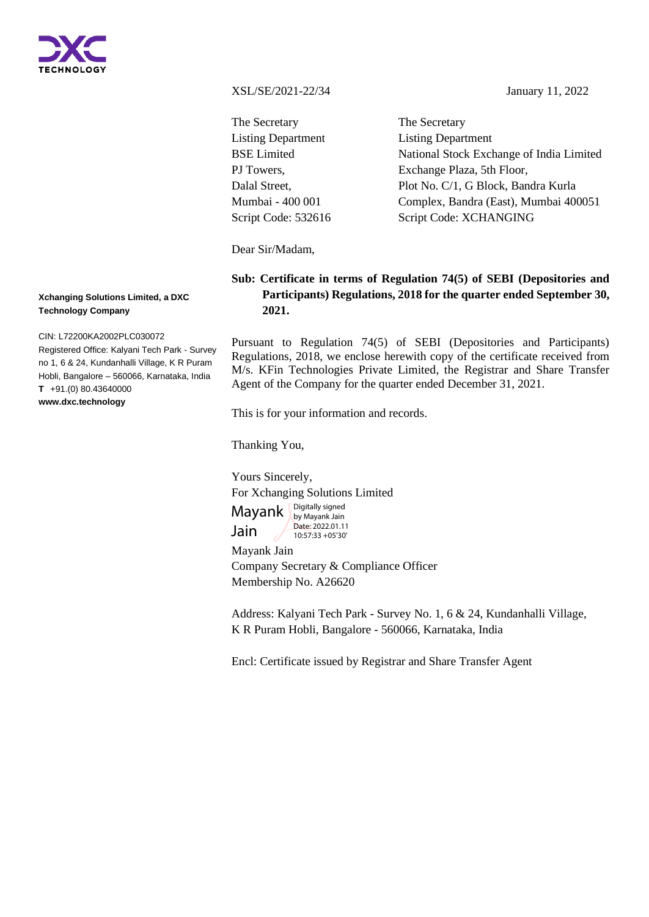**Xchanging Solutions Limited, a DXC Technology Company**

CIN: L72200KA2002PLC030072
Registered Office: Kalyani Tech Park - Survey no 1, 6 & 24, Kundanhalli Village, K R Puram Hobli, Bangalore – 560066, Karnataka, India
**T** +91.(0) 80.43640000
**www.dxc.technology**

XSL/SE/2021-22/34

January 11, 2022

The Secretary
Listing Department
BSE Limited
PJ Towers,
Dalal Street,
Mumbai - 400 001
Script Code: 532616

The Secretary
Listing Department
National Stock Exchange of India Limited
Exchange Plaza, 5th Floor,
Plot No. C/1, G Block, Bandra Kurla
Complex, Bandra (East), Mumbai 400051
Script Code: XCHANGING

Dear Sir/Madam,

**Sub: Certificate in terms of Regulation 74(5) of SEBI (Depositories and Participants) Regulations, 2018 for the quarter ended September 30, 2021.**

Pursuant to Regulation 74(5) of SEBI (Depositories and Participants) Regulations, 2018, we enclose herewith copy of the certificate received from M/s. KFin Technologies Private Limited, the Registrar and Share Transfer Agent of the Company for the quarter ended December 31, 2021.

This is for your information and records.

Thanking You,

Yours Sincerely,
For Xchanging Solutions Limited

Mayank Jain
Digitally signed by Mayank Jain
Date: 2022.01.11 10:57:33 +05'30'

Mayank Jain
Company Secretary & Compliance Officer
Membership No. A26620

Address: Kalyani Tech Park - Survey No. 1, 6 & 24, Kundanhalli Village, K R Puram Hobli, Bangalore - 560066, Karnataka, India

Encl: Certificate issued by Registrar and Share Transfer Agent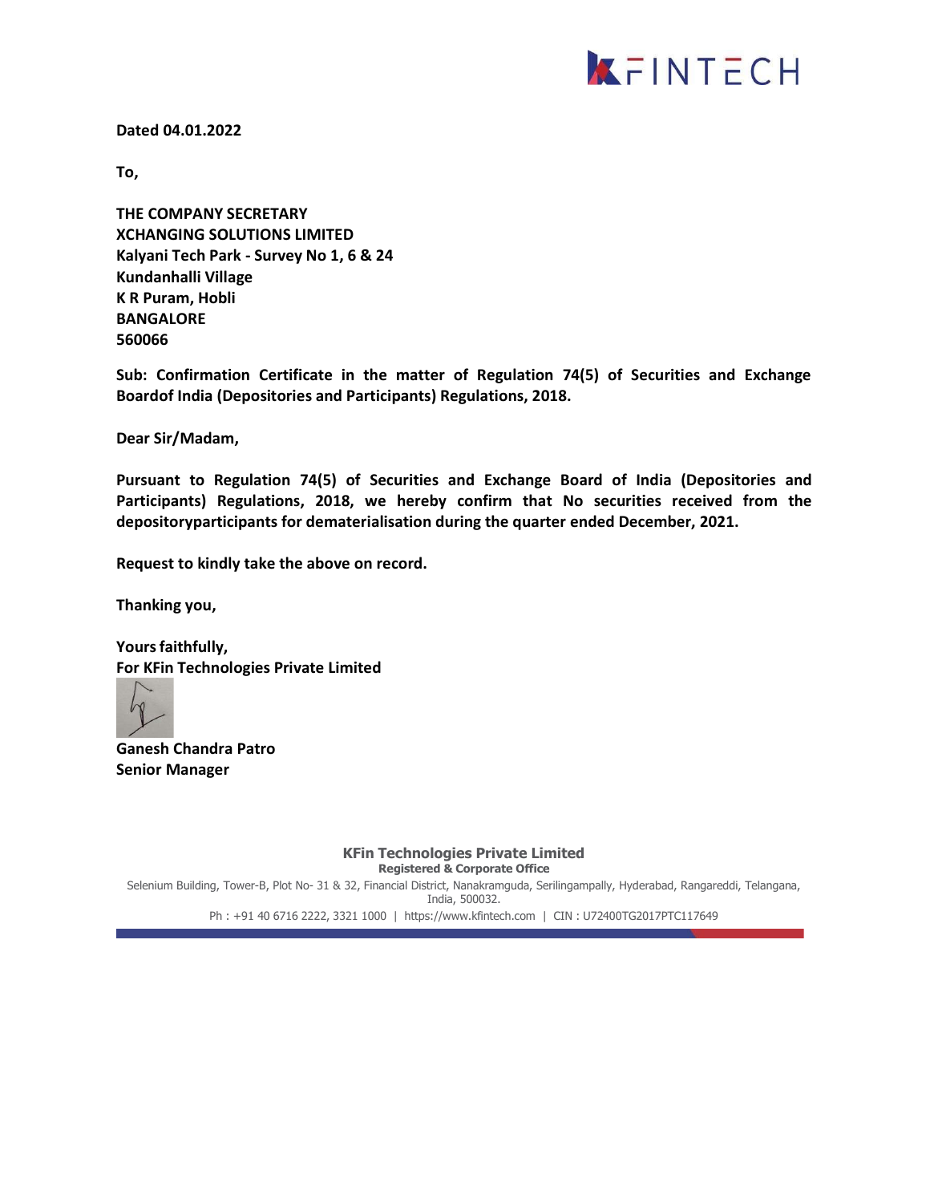**Dated 04.01.2022**

**To,**

**THE COMPANY SECRETARY**
**XCHANGING SOLUTIONS LIMITED**
**Kalyani Tech Park - Survey No 1, 6 & 24**
**Kundanhalli Village**
**K R Puram, Hobli**
**BANGALORE**
**560066**

**Sub: Confirmation Certificate in the matter of Regulation 74(5) of Securities and Exchange Boardof India (Depositories and Participants) Regulations, 2018.**

**Dear Sir/Madam,**

**Pursuant to Regulation 74(5) of Securities and Exchange Board of India (Depositories and Participants) Regulations, 2018, we hereby confirm that No securities received from the depositoryparticipants for dematerialisation during the quarter ended December, 2021.**

**Request to kindly take the above on record.**

**Thanking you,**

**Yours faithfully,**
**For KFin Technologies Private Limited**

**Ganesh Chandra Patro**
**Senior Manager**

**KFin Technologies Private Limited**
**Registered & Corporate Office**
Selenium Building, Tower-B, Plot No- 31 & 32, Financial District, Nanakramguda, Serilingampally, Hyderabad, Rangareddi, Telangana, India, 500032.
Ph : +91 40 6716 2222, 3321 1000 | https://www.kfintech.com | CIN : U72400TG2017PTC117649